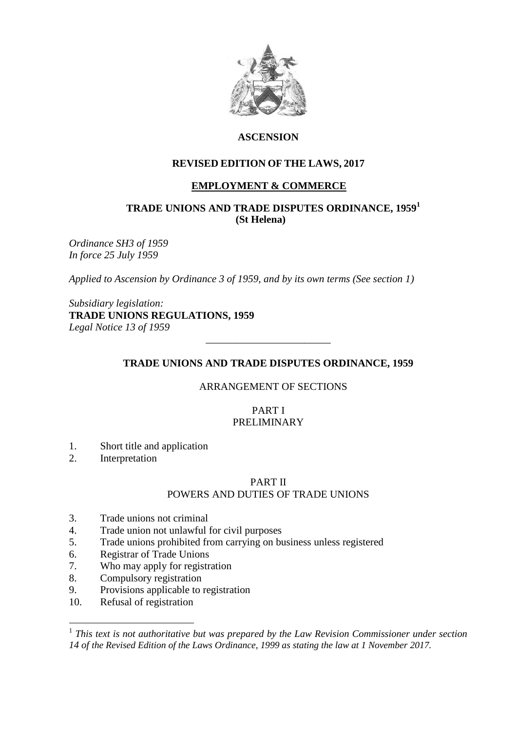**ASCENSION**

**REVISED EDITION OF THE LAWS, 2017**

**EMPLOYMENT & COMMERCE**

# TRADE UNIONS AND TRADE DISPUTES ORDINANCE, 1959[1]
**(St Helena)**

*Ordinance SH3 of 1959*
*In force 25 July 1959*

*Applied to Ascension by Ordinance 3 of 1959, and by its own terms (See section 1)*

*Subsidiary legislation:*
**TRADE UNIONS REGULATIONS, 1959**
*Legal Notice 13 of 1959*

---

## TRADE UNIONS AND TRADE DISPUTES ORDINANCE, 1959

ARRANGEMENT OF SECTIONS

PART I
PRELIMINARY

1. Short title and application
2. Interpretation

PART II
POWERS AND DUTIES OF TRADE UNIONS

3. Trade unions not criminal
4. Trade union not unlawful for civil purposes
5. Trade unions prohibited from carrying on business unless registered
6. Registrar of Trade Unions
7. Who may apply for registration
8. Compulsory registration
9. Provisions applicable to registration
10. Refusal of registration

---

[1] *This text is not authoritative but was prepared by the Law Revision Commissioner under section 14 of the Revised Edition of the Laws Ordinance, 1999 as stating the law at 1 November 2017.*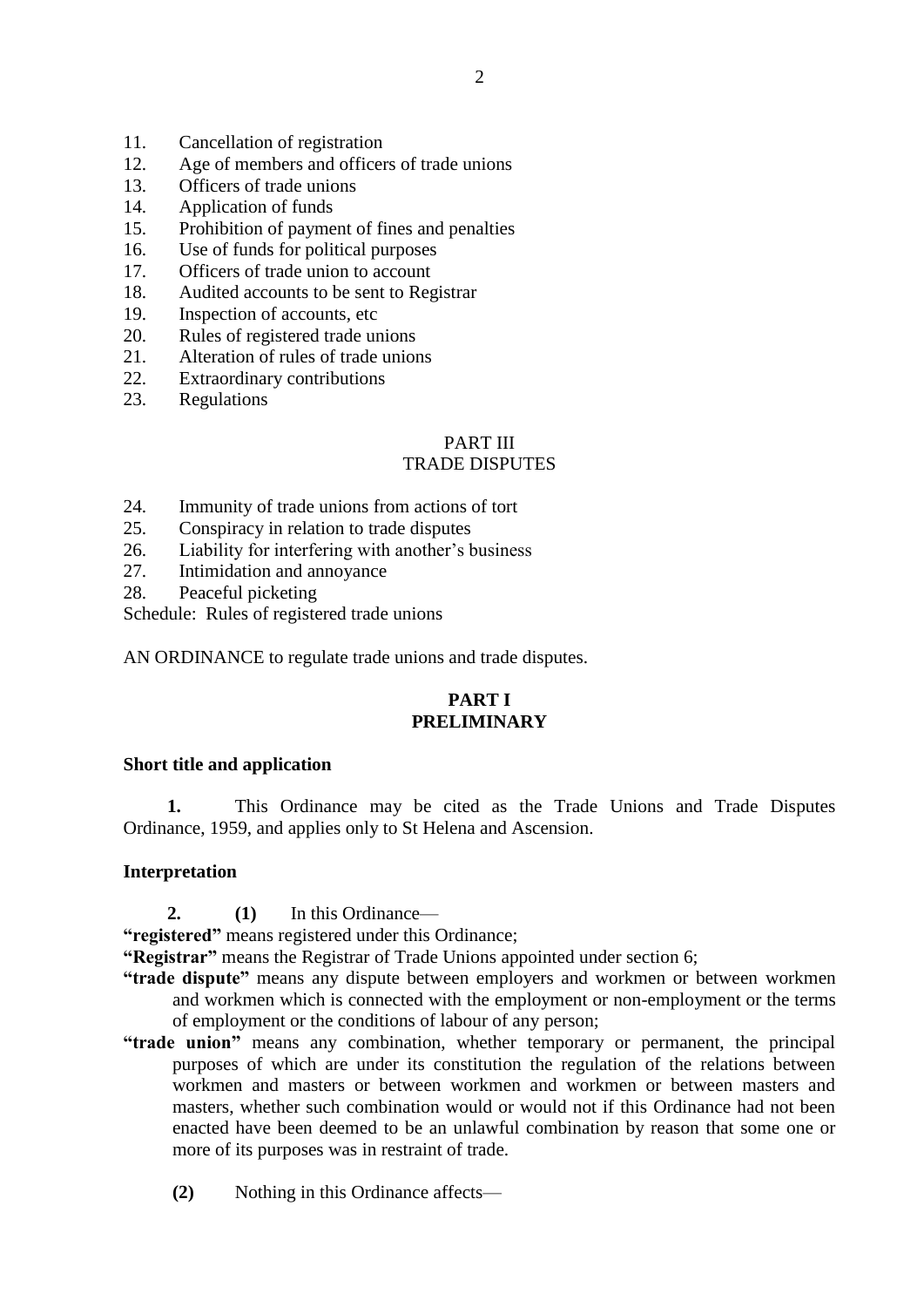11. Cancellation of registration
12. Age of members and officers of trade unions
13. Officers of trade unions
14. Application of funds
15. Prohibition of payment of fines and penalties
16. Use of funds for political purposes
17. Officers of trade union to account
18. Audited accounts to be sent to Registrar
19. Inspection of accounts, etc
20. Rules of registered trade unions
21. Alteration of rules of trade unions
22. Extraordinary contributions
23. Regulations

PART III
TRADE DISPUTES

24. Immunity of trade unions from actions of tort
25. Conspiracy in relation to trade disputes
26. Liability for interfering with another's business
27. Intimidation and annoyance
28. Peaceful picketing

Schedule: Rules of registered trade unions

AN ORDINANCE to regulate trade unions and trade disputes.

## PART I
## PRELIMINARY

### Short title and application

**1.** This Ordinance may be cited as the Trade Unions and Trade Disputes Ordinance, 1959, and applies only to St Helena and Ascension.

### Interpretation

**2. (1)** In this Ordinance—

**"registered"** means registered under this Ordinance;

**"Registrar"** means the Registrar of Trade Unions appointed under section 6;

**"trade dispute"** means any dispute between employers and workmen or between workmen and workmen which is connected with the employment or non-employment or the terms of employment or the conditions of labour of any person;

**"trade union"** means any combination, whether temporary or permanent, the principal purposes of which are under its constitution the regulation of the relations between workmen and masters or between workmen and workmen or between masters and masters, whether such combination would or would not if this Ordinance had not been enacted have been deemed to be an unlawful combination by reason that some one or more of its purposes was in restraint of trade.

**(2)** Nothing in this Ordinance affects—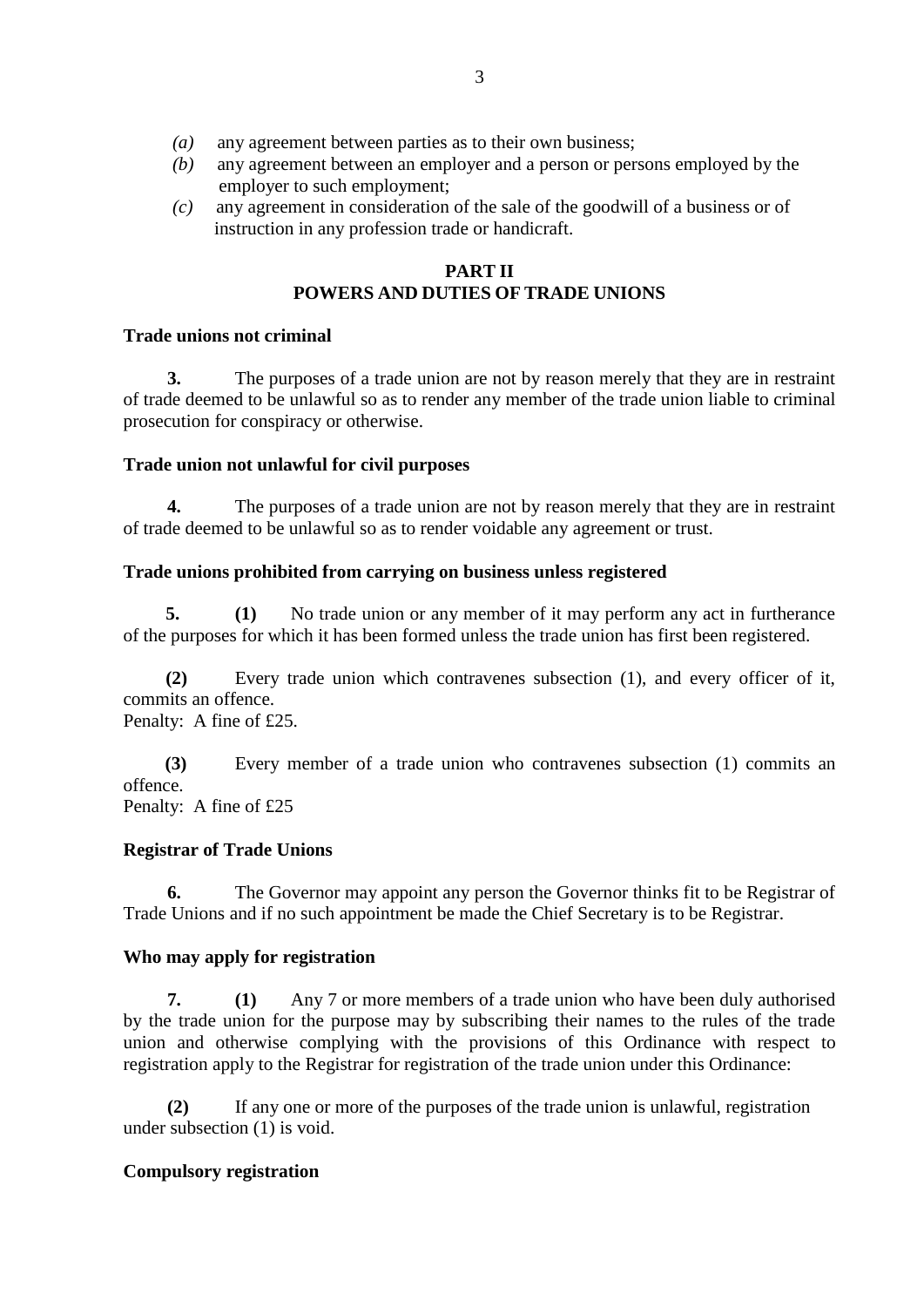*(a)* any agreement between parties as to their own business;

*(b)* any agreement between an employer and a person or persons employed by the employer to such employment;

*(c)* any agreement in consideration of the sale of the goodwill of a business or of instruction in any profession trade or handicraft.

## PART II
## POWERS AND DUTIES OF TRADE UNIONS

**Trade unions not criminal**

**3.** The purposes of a trade union are not by reason merely that they are in restraint of trade deemed to be unlawful so as to render any member of the trade union liable to criminal prosecution for conspiracy or otherwise.

**Trade union not unlawful for civil purposes**

**4.** The purposes of a trade union are not by reason merely that they are in restraint of trade deemed to be unlawful so as to render voidable any agreement or trust.

**Trade unions prohibited from carrying on business unless registered**

**5.** **(1)** No trade union or any member of it may perform any act in furtherance of the purposes for which it has been formed unless the trade union has first been registered.

**(2)** Every trade union which contravenes subsection (1), and every officer of it, commits an offence.
Penalty: A fine of £25.

**(3)** Every member of a trade union who contravenes subsection (1) commits an offence.
Penalty: A fine of £25

**Registrar of Trade Unions**

**6.** The Governor may appoint any person the Governor thinks fit to be Registrar of Trade Unions and if no such appointment be made the Chief Secretary is to be Registrar.

**Who may apply for registration**

**7.** **(1)** Any 7 or more members of a trade union who have been duly authorised by the trade union for the purpose may by subscribing their names to the rules of the trade union and otherwise complying with the provisions of this Ordinance with respect to registration apply to the Registrar for registration of the trade union under this Ordinance:

**(2)** If any one or more of the purposes of the trade union is unlawful, registration under subsection (1) is void.

**Compulsory registration**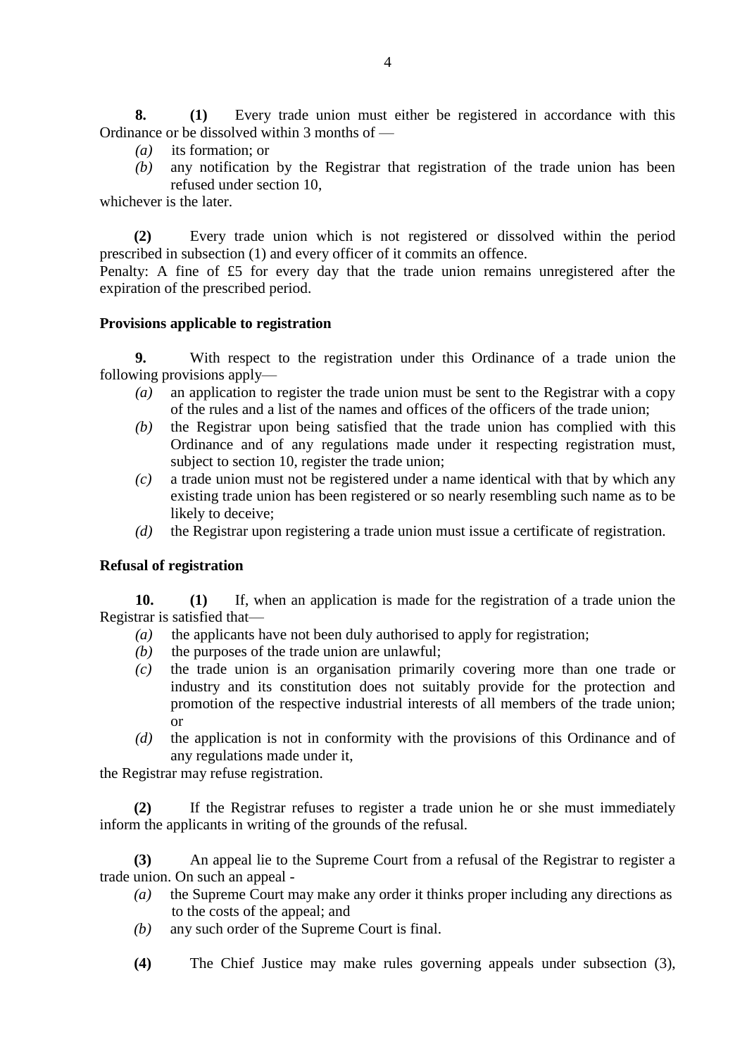**8.** **(1)** Every trade union must either be registered in accordance with this Ordinance or be dissolved within 3 months of —

*(a)* its formation; or

*(b)* any notification by the Registrar that registration of the trade union has been refused under section 10,

whichever is the later.

**(2)** Every trade union which is not registered or dissolved within the period prescribed in subsection (1) and every officer of it commits an offence.

Penalty: A fine of £5 for every day that the trade union remains unregistered after the expiration of the prescribed period.

**Provisions applicable to registration**

**9.** With respect to the registration under this Ordinance of a trade union the following provisions apply—

*(a)* an application to register the trade union must be sent to the Registrar with a copy of the rules and a list of the names and offices of the officers of the trade union;

*(b)* the Registrar upon being satisfied that the trade union has complied with this Ordinance and of any regulations made under it respecting registration must, subject to section 10, register the trade union;

*(c)* a trade union must not be registered under a name identical with that by which any existing trade union has been registered or so nearly resembling such name as to be likely to deceive;

*(d)* the Registrar upon registering a trade union must issue a certificate of registration.

**Refusal of registration**

**10.** **(1)** If, when an application is made for the registration of a trade union the Registrar is satisfied that—

*(a)* the applicants have not been duly authorised to apply for registration;

*(b)* the purposes of the trade union are unlawful;

*(c)* the trade union is an organisation primarily covering more than one trade or industry and its constitution does not suitably provide for the protection and promotion of the respective industrial interests of all members of the trade union; or

*(d)* the application is not in conformity with the provisions of this Ordinance and of any regulations made under it,

the Registrar may refuse registration.

**(2)** If the Registrar refuses to register a trade union he or she must immediately inform the applicants in writing of the grounds of the refusal.

**(3)** An appeal lie to the Supreme Court from a refusal of the Registrar to register a trade union. On such an appeal -

*(a)* the Supreme Court may make any order it thinks proper including any directions as to the costs of the appeal; and

*(b)* any such order of the Supreme Court is final.

**(4)** The Chief Justice may make rules governing appeals under subsection (3),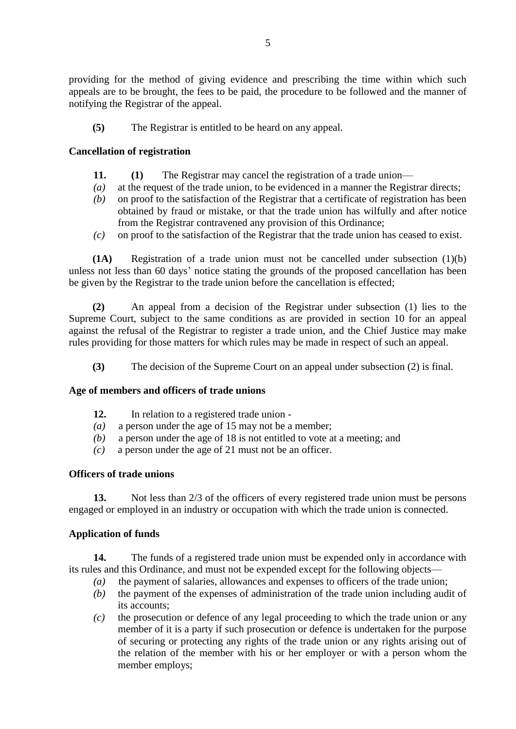providing for the method of giving evidence and prescribing the time within which such appeals are to be brought, the fees to be paid, the procedure to be followed and the manner of notifying the Registrar of the appeal.

**(5)** The Registrar is entitled to be heard on any appeal.

**Cancellation of registration**

**11.** **(1)** The Registrar may cancel the registration of a trade union—

*(a)* at the request of the trade union, to be evidenced in a manner the Registrar directs;

*(b)* on proof to the satisfaction of the Registrar that a certificate of registration has been obtained by fraud or mistake, or that the trade union has wilfully and after notice from the Registrar contravened any provision of this Ordinance;

*(c)* on proof to the satisfaction of the Registrar that the trade union has ceased to exist.

**(1A)** Registration of a trade union must not be cancelled under subsection (1)(b) unless not less than 60 days' notice stating the grounds of the proposed cancellation has been be given by the Registrar to the trade union before the cancellation is effected;

**(2)** An appeal from a decision of the Registrar under subsection (1) lies to the Supreme Court, subject to the same conditions as are provided in section 10 for an appeal against the refusal of the Registrar to register a trade union, and the Chief Justice may make rules providing for those matters for which rules may be made in respect of such an appeal.

**(3)** The decision of the Supreme Court on an appeal under subsection (2) is final.

**Age of members and officers of trade unions**

**12.** In relation to a registered trade union -

*(a)* a person under the age of 15 may not be a member;

*(b)* a person under the age of 18 is not entitled to vote at a meeting; and

*(c)* a person under the age of 21 must not be an officer.

**Officers of trade unions**

**13.** Not less than 2/3 of the officers of every registered trade union must be persons engaged or employed in an industry or occupation with which the trade union is connected.

**Application of funds**

**14.** The funds of a registered trade union must be expended only in accordance with its rules and this Ordinance, and must not be expended except for the following objects—

*(a)* the payment of salaries, allowances and expenses to officers of the trade union;

*(b)* the payment of the expenses of administration of the trade union including audit of its accounts;

*(c)* the prosecution or defence of any legal proceeding to which the trade union or any member of it is a party if such prosecution or defence is undertaken for the purpose of securing or protecting any rights of the trade union or any rights arising out of the relation of the member with his or her employer or with a person whom the member employs;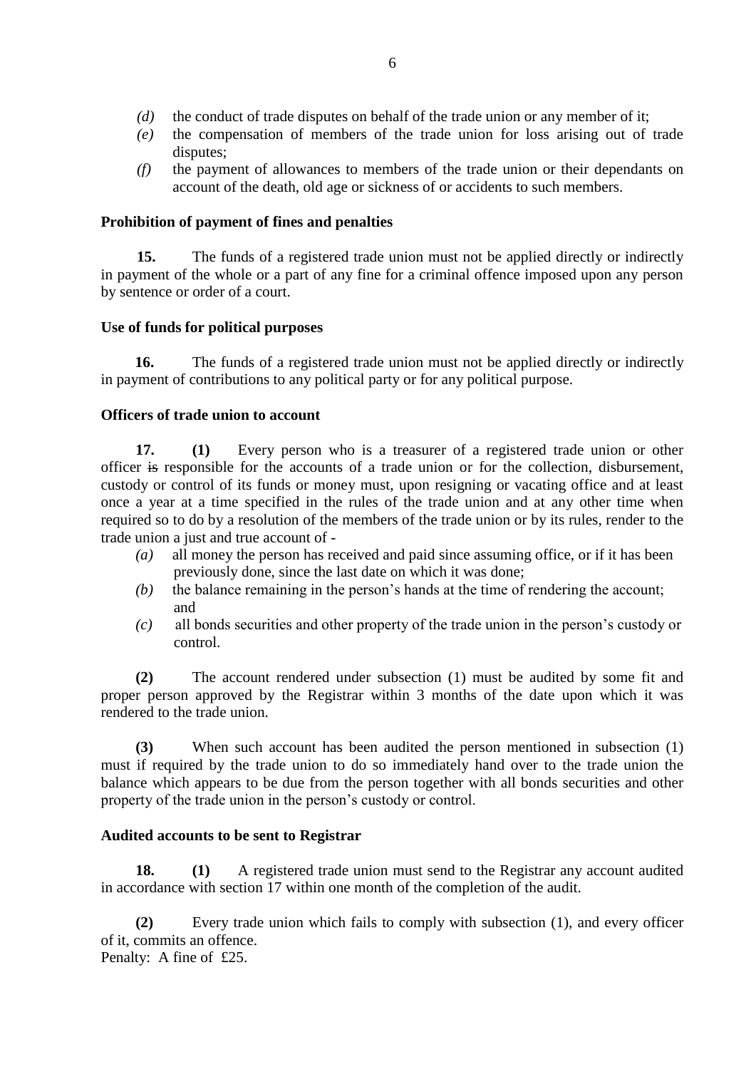*(d)* the conduct of trade disputes on behalf of the trade union or any member of it;

*(e)* the compensation of members of the trade union for loss arising out of trade disputes;

*(f)* the payment of allowances to members of the trade union or their dependants on account of the death, old age or sickness of or accidents to such members.

**Prohibition of payment of fines and penalties**

**15.** The funds of a registered trade union must not be applied directly or indirectly in payment of the whole or a part of any fine for a criminal offence imposed upon any person by sentence or order of a court.

**Use of funds for political purposes**

**16.** The funds of a registered trade union must not be applied directly or indirectly in payment of contributions to any political party or for any political purpose.

**Officers of trade union to account**

**17.** **(1)** Every person who is a treasurer of a registered trade union or other officer ~~is~~ responsible for the accounts of a trade union or for the collection, disbursement, custody or control of its funds or money must, upon resigning or vacating office and at least once a year at a time specified in the rules of the trade union and at any other time when required so to do by a resolution of the members of the trade union or by its rules, render to the trade union a just and true account of -

*(a)* all money the person has received and paid since assuming office, or if it has been previously done, since the last date on which it was done;

*(b)* the balance remaining in the person's hands at the time of rendering the account; and

*(c)* all bonds securities and other property of the trade union in the person's custody or control.

**(2)** The account rendered under subsection (1) must be audited by some fit and proper person approved by the Registrar within 3 months of the date upon which it was rendered to the trade union.

**(3)** When such account has been audited the person mentioned in subsection (1) must if required by the trade union to do so immediately hand over to the trade union the balance which appears to be due from the person together with all bonds securities and other property of the trade union in the person's custody or control.

**Audited accounts to be sent to Registrar**

**18.** **(1)** A registered trade union must send to the Registrar any account audited in accordance with section 17 within one month of the completion of the audit.

**(2)** Every trade union which fails to comply with subsection (1), and every officer of it, commits an offence.
Penalty: A fine of £25.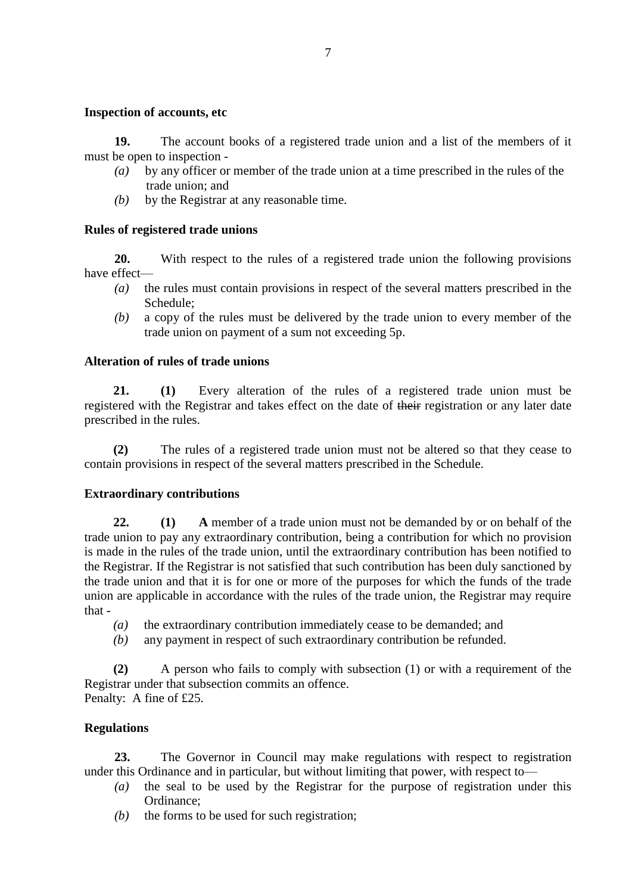**Inspection of accounts, etc**

**19.** The account books of a registered trade union and a list of the members of it must be open to inspection -

*(a)* by any officer or member of the trade union at a time prescribed in the rules of the trade union; and

*(b)* by the Registrar at any reasonable time.

**Rules of registered trade unions**

**20.** With respect to the rules of a registered trade union the following provisions have effect—

*(a)* the rules must contain provisions in respect of the several matters prescribed in the Schedule;

*(b)* a copy of the rules must be delivered by the trade union to every member of the trade union on payment of a sum not exceeding 5p.

**Alteration of rules of trade unions**

**21.** **(1)** Every alteration of the rules of a registered trade union must be registered with the Registrar and takes effect on the date of ~~their~~ registration or any later date prescribed in the rules.

**(2)** The rules of a registered trade union must not be altered so that they cease to contain provisions in respect of the several matters prescribed in the Schedule.

**Extraordinary contributions**

**22.** **(1)** **A** member of a trade union must not be demanded by or on behalf of the trade union to pay any extraordinary contribution, being a contribution for which no provision is made in the rules of the trade union, until the extraordinary contribution has been notified to the Registrar. If the Registrar is not satisfied that such contribution has been duly sanctioned by the trade union and that it is for one or more of the purposes for which the funds of the trade union are applicable in accordance with the rules of the trade union, the Registrar may require that -

*(a)* the extraordinary contribution immediately cease to be demanded; and

*(b)* any payment in respect of such extraordinary contribution be refunded.

**(2)** A person who fails to comply with subsection (1) or with a requirement of the Registrar under that subsection commits an offence.
Penalty: A fine of £25.

**Regulations**

**23.** The Governor in Council may make regulations with respect to registration under this Ordinance and in particular, but without limiting that power, with respect to—

*(a)* the seal to be used by the Registrar for the purpose of registration under this Ordinance;

*(b)* the forms to be used for such registration;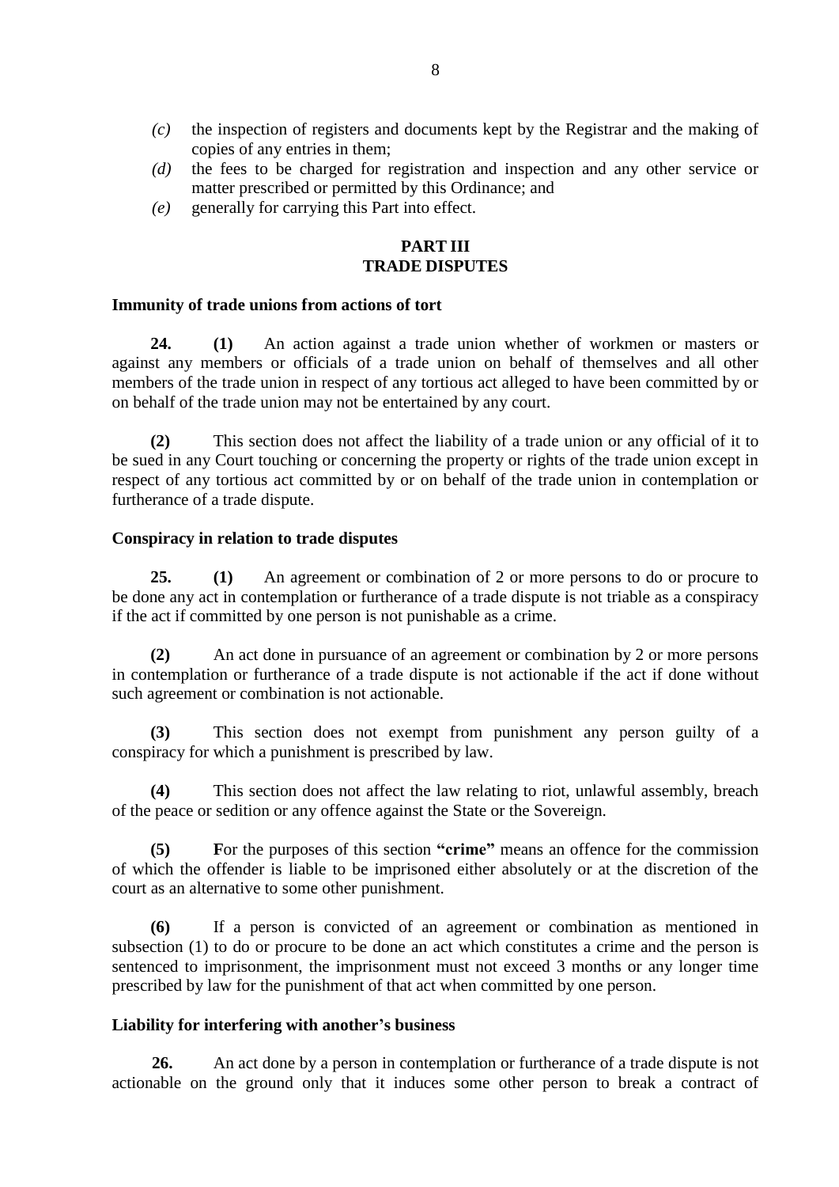- *(c)* the inspection of registers and documents kept by the Registrar and the making of copies of any entries in them;
- *(d)* the fees to be charged for registration and inspection and any other service or matter prescribed or permitted by this Ordinance; and
- *(e)* generally for carrying this Part into effect.

## PART III
## TRADE DISPUTES

### Immunity of trade unions from actions of tort

**24.** **(1)** An action against a trade union whether of workmen or masters or against any members or officials of a trade union on behalf of themselves and all other members of the trade union in respect of any tortious act alleged to have been committed by or on behalf of the trade union may not be entertained by any court.

**(2)** This section does not affect the liability of a trade union or any official of it to be sued in any Court touching or concerning the property or rights of the trade union except in respect of any tortious act committed by or on behalf of the trade union in contemplation or furtherance of a trade dispute.

### Conspiracy in relation to trade disputes

**25.** **(1)** An agreement or combination of 2 or more persons to do or procure to be done any act in contemplation or furtherance of a trade dispute is not triable as a conspiracy if the act if committed by one person is not punishable as a crime.

**(2)** An act done in pursuance of an agreement or combination by 2 or more persons in contemplation or furtherance of a trade dispute is not actionable if the act if done without such agreement or combination is not actionable.

**(3)** This section does not exempt from punishment any person guilty of a conspiracy for which a punishment is prescribed by law.

**(4)** This section does not affect the law relating to riot, unlawful assembly, breach of the peace or sedition or any offence against the State or the Sovereign.

**(5)** For the purposes of this section **"crime"** means an offence for the commission of which the offender is liable to be imprisoned either absolutely or at the discretion of the court as an alternative to some other punishment.

**(6)** If a person is convicted of an agreement or combination as mentioned in subsection (1) to do or procure to be done an act which constitutes a crime and the person is sentenced to imprisonment, the imprisonment must not exceed 3 months or any longer time prescribed by law for the punishment of that act when committed by one person.

### Liability for interfering with another's business

**26.** An act done by a person in contemplation or furtherance of a trade dispute is not actionable on the ground only that it induces some other person to break a contract of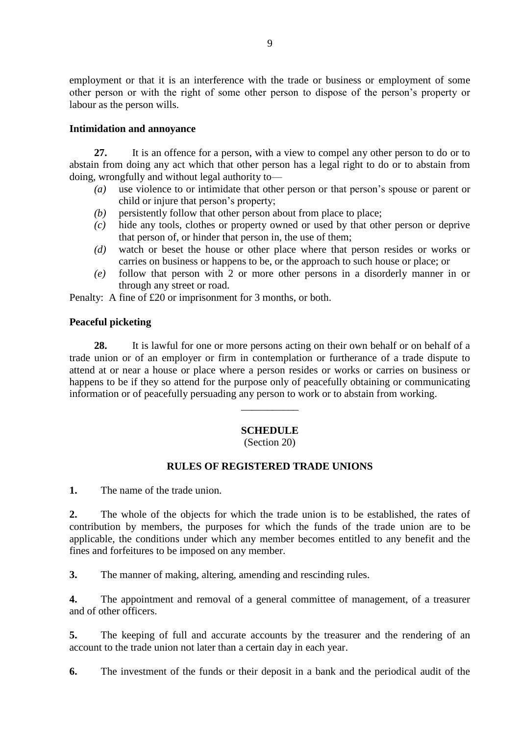employment or that it is an interference with the trade or business or employment of some other person or with the right of some other person to dispose of the person's property or labour as the person wills.

**Intimidation and annoyance**

**27.** It is an offence for a person, with a view to compel any other person to do or to abstain from doing any act which that other person has a legal right to do or to abstain from doing, wrongfully and without legal authority to—

*(a)* use violence to or intimidate that other person or that person's spouse or parent or child or injure that person's property;

*(b)* persistently follow that other person about from place to place;

*(c)* hide any tools, clothes or property owned or used by that other person or deprive that person of, or hinder that person in, the use of them;

*(d)* watch or beset the house or other place where that person resides or works or carries on business or happens to be, or the approach to such house or place; or

*(e)* follow that person with 2 or more other persons in a disorderly manner in or through any street or road.

Penalty: A fine of £20 or imprisonment for 3 months, or both.

**Peaceful picketing**

**28.** It is lawful for one or more persons acting on their own behalf or on behalf of a trade union or of an employer or firm in contemplation or furtherance of a trade dispute to attend at or near a house or place where a person resides or works or carries on business or happens to be if they so attend for the purpose only of peacefully obtaining or communicating information or of peacefully persuading any person to work or to abstain from working.

---

## SCHEDULE

(Section 20)

### RULES OF REGISTERED TRADE UNIONS

**1.** The name of the trade union.

**2.** The whole of the objects for which the trade union is to be established, the rates of contribution by members, the purposes for which the funds of the trade union are to be applicable, the conditions under which any member becomes entitled to any benefit and the fines and forfeitures to be imposed on any member.

**3.** The manner of making, altering, amending and rescinding rules.

**4.** The appointment and removal of a general committee of management, of a treasurer and of other officers.

**5.** The keeping of full and accurate accounts by the treasurer and the rendering of an account to the trade union not later than a certain day in each year.

**6.** The investment of the funds or their deposit in a bank and the periodical audit of the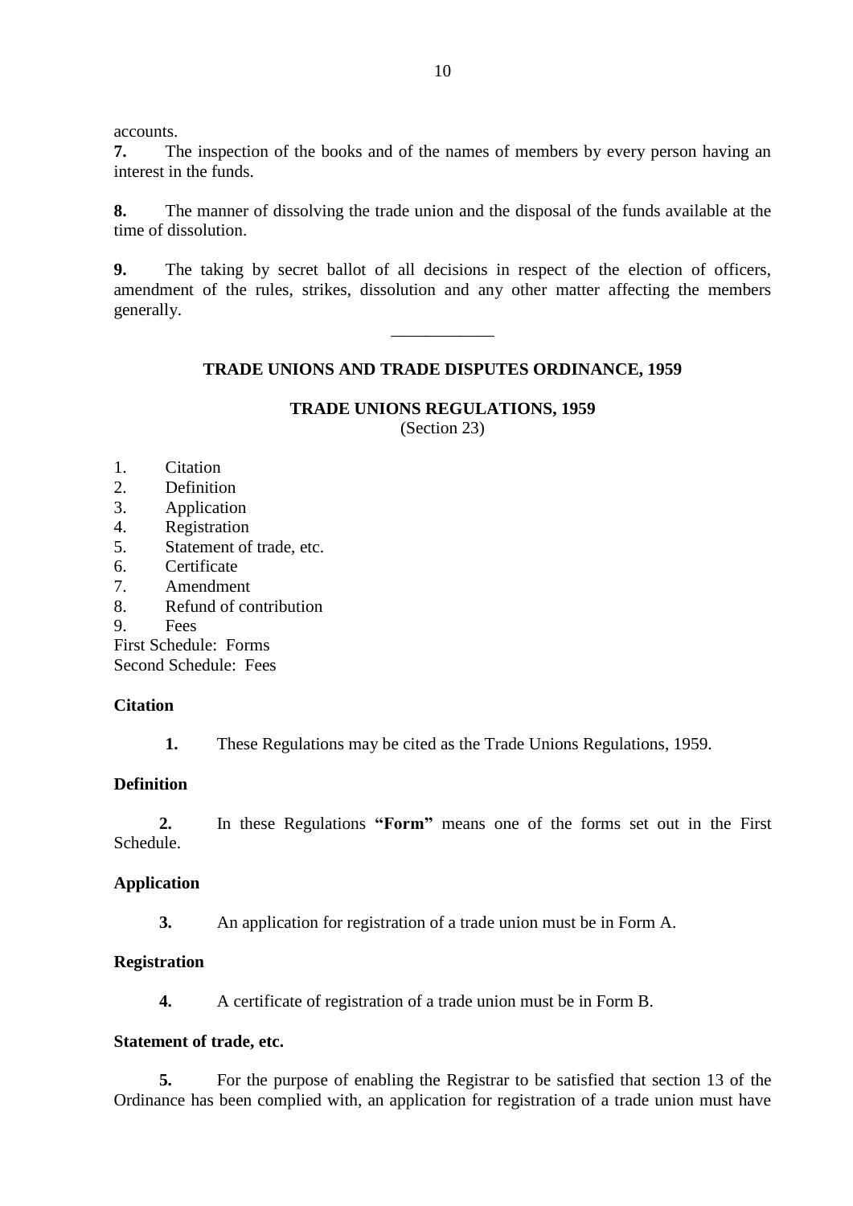accounts.

**7.** The inspection of the books and of the names of members by every person having an interest in the funds.

**8.** The manner of dissolving the trade union and the disposal of the funds available at the time of dissolution.

**9.** The taking by secret ballot of all decisions in respect of the election of officers, amendment of the rules, strikes, dissolution and any other matter affecting the members generally.

---

## TRADE UNIONS AND TRADE DISPUTES ORDINANCE, 1959

### TRADE UNIONS REGULATIONS, 1959

(Section 23)

1. Citation
2. Definition
3. Application
4. Registration
5. Statement of trade, etc.
6. Certificate
7. Amendment
8. Refund of contribution
9. Fees

First Schedule: Forms
Second Schedule: Fees

**Citation**

**1.** These Regulations may be cited as the Trade Unions Regulations, 1959.

**Definition**

**2.** In these Regulations **"Form"** means one of the forms set out in the First Schedule.

**Application**

**3.** An application for registration of a trade union must be in Form A.

**Registration**

**4.** A certificate of registration of a trade union must be in Form B.

**Statement of trade, etc.**

**5.** For the purpose of enabling the Registrar to be satisfied that section 13 of the Ordinance has been complied with, an application for registration of a trade union must have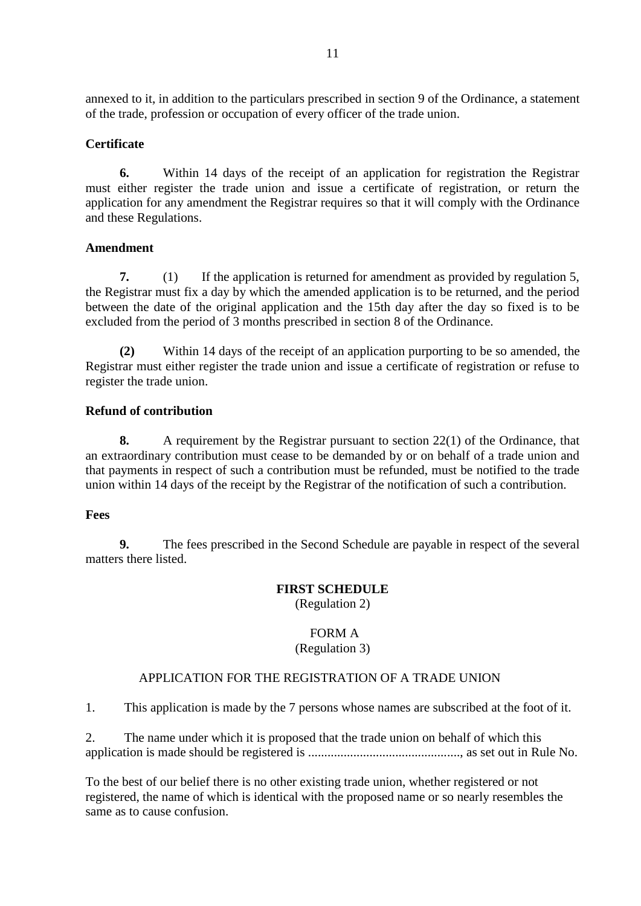annexed to it, in addition to the particulars prescribed in section 9 of the Ordinance, a statement of the trade, profession or occupation of every officer of the trade union.

**Certificate**

**6.** Within 14 days of the receipt of an application for registration the Registrar must either register the trade union and issue a certificate of registration, or return the application for any amendment the Registrar requires so that it will comply with the Ordinance and these Regulations.

**Amendment**

**7.** (1) If the application is returned for amendment as provided by regulation 5, the Registrar must fix a day by which the amended application is to be returned, and the period between the date of the original application and the 15th day after the day so fixed is to be excluded from the period of 3 months prescribed in section 8 of the Ordinance.

**(2)** Within 14 days of the receipt of an application purporting to be so amended, the Registrar must either register the trade union and issue a certificate of registration or refuse to register the trade union.

**Refund of contribution**

**8.** A requirement by the Registrar pursuant to section 22(1) of the Ordinance, that an extraordinary contribution must cease to be demanded by or on behalf of a trade union and that payments in respect of such a contribution must be refunded, must be notified to the trade union within 14 days of the receipt by the Registrar of the notification of such a contribution.

**Fees**

**9.** The fees prescribed in the Second Schedule are payable in respect of the several matters there listed.

**FIRST SCHEDULE**

(Regulation 2)

FORM A

(Regulation 3)

APPLICATION FOR THE REGISTRATION OF A TRADE UNION

1. This application is made by the 7 persons whose names are subscribed at the foot of it.

2. The name under which it is proposed that the trade union on behalf of which this application is made should be registered is ..............................................., as set out in Rule No.

To the best of our belief there is no other existing trade union, whether registered or not registered, the name of which is identical with the proposed name or so nearly resembles the same as to cause confusion.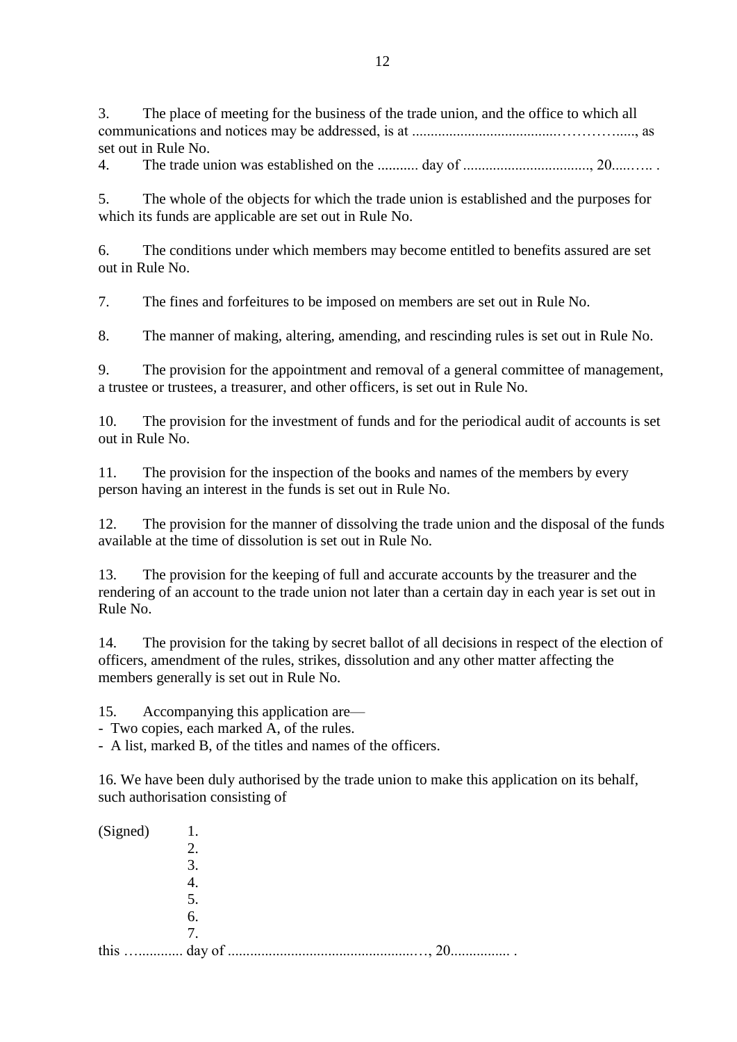3. The place of meeting for the business of the trade union, and the office to which all communications and notices may be addressed, is at ......................................…………....., as set out in Rule No.

4. The trade union was established on the ........... day of .................................., 20....….. .

5. The whole of the objects for which the trade union is established and the purposes for which its funds are applicable are set out in Rule No.

6. The conditions under which members may become entitled to benefits assured are set out in Rule No.

7. The fines and forfeitures to be imposed on members are set out in Rule No.

8. The manner of making, altering, amending, and rescinding rules is set out in Rule No.

9. The provision for the appointment and removal of a general committee of management, a trustee or trustees, a treasurer, and other officers, is set out in Rule No.

10. The provision for the investment of funds and for the periodical audit of accounts is set out in Rule No.

11. The provision for the inspection of the books and names of the members by every person having an interest in the funds is set out in Rule No.

12. The provision for the manner of dissolving the trade union and the disposal of the funds available at the time of dissolution is set out in Rule No.

13. The provision for the keeping of full and accurate accounts by the treasurer and the rendering of an account to the trade union not later than a certain day in each year is set out in Rule No.

14. The provision for the taking by secret ballot of all decisions in respect of the election of officers, amendment of the rules, strikes, dissolution and any other matter affecting the members generally is set out in Rule No.

15. Accompanying this application are—
- Two copies, each marked A, of the rules.
- A list, marked B, of the titles and names of the officers.

16. We have been duly authorised by the trade union to make this application on its behalf, such authorisation consisting of

(Signed) 1.
2.
3.
4.
5.
6.
7.

this …........... day of ..................................................…, 20................ .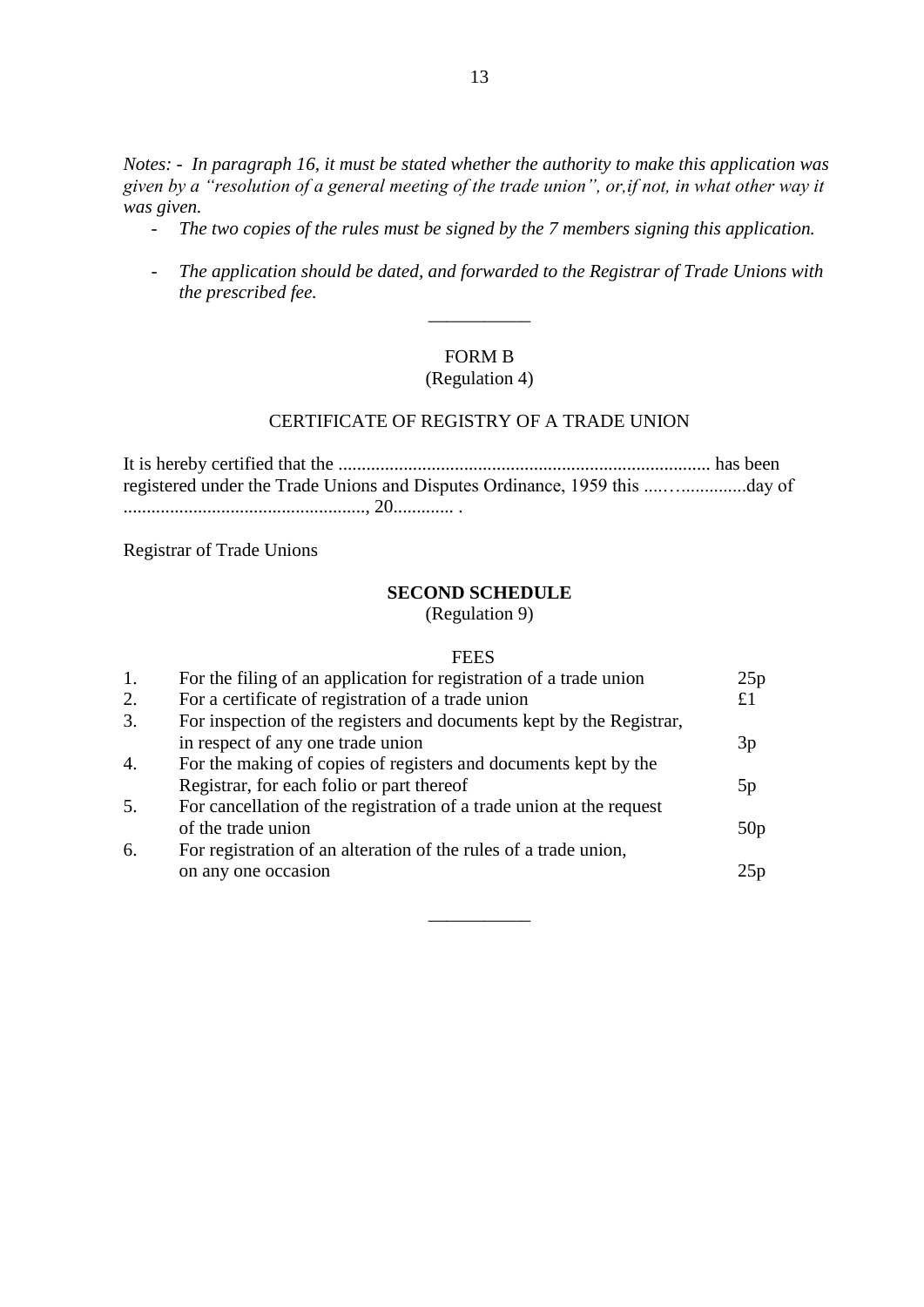*Notes: - In paragraph 16, it must be stated whether the authority to make this application was given by a "resolution of a general meeting of the trade union", or,if not, in what other way it was given.*

- *The two copies of the rules must be signed by the 7 members signing this application.*

- *The application should be dated, and forwarded to the Registrar of Trade Unions with the prescribed fee.*

---

FORM B
(Regulation 4)

CERTIFICATE OF REGISTRY OF A TRADE UNION

It is hereby certified that the ................................................................................ has been registered under the Trade Unions and Disputes Ordinance, 1959 this ....…..............day of ...................................................., 20............. .

Registrar of Trade Unions

**SECOND SCHEDULE**
(Regulation 9)

FEES

| | | |
|---|---|---|
| 1. | For the filing of an application for registration of a trade union | 25p |
| 2. | For a certificate of registration of a trade union | £1 |
| 3. | For inspection of the registers and documents kept by the Registrar, in respect of any one trade union | 3p |
| 4. | For the making of copies of registers and documents kept by the Registrar, for each folio or part thereof | 5p |
| 5. | For cancellation of the registration of a trade union at the request of the trade union | 50p |
| 6. | For registration of an alteration of the rules of a trade union, on any one occasion | 25p |

---